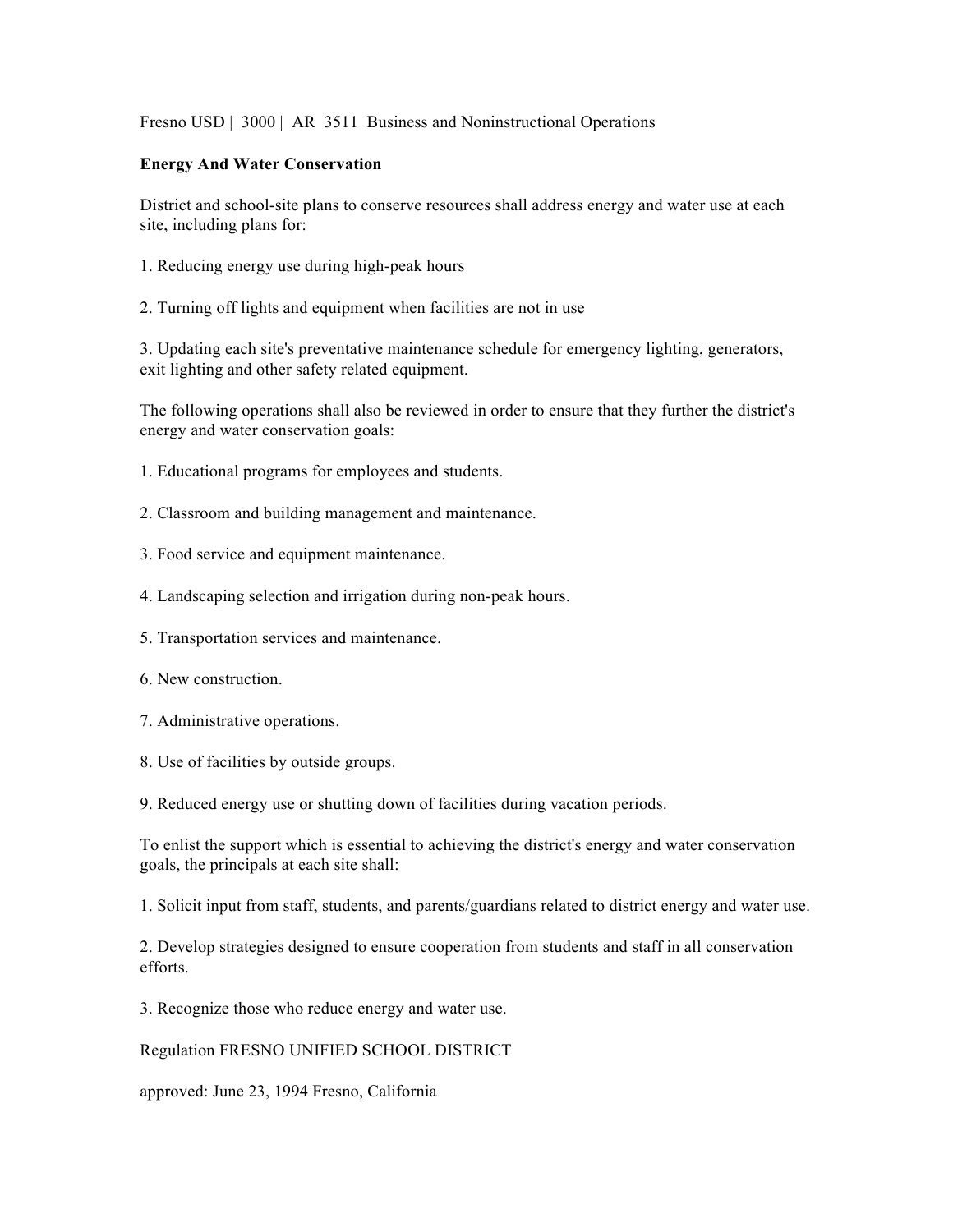Fresno USD | 3000 | AR 3511 Business and Noninstructional Operations

**Energy And Water Conservation**

District and school-site plans to conserve resources shall address energy and water use at each site, including plans for:

1. Reducing energy use during high-peak hours

2. Turning off lights and equipment when facilities are not in use

3. Updating each site's preventative maintenance schedule for emergency lighting, generators, exit lighting and other safety related equipment.

The following operations shall also be reviewed in order to ensure that they further the district's energy and water conservation goals:

1. Educational programs for employees and students.

2. Classroom and building management and maintenance.

3. Food service and equipment maintenance.

4. Landscaping selection and irrigation during non-peak hours.

5. Transportation services and maintenance.

6. New construction.

7. Administrative operations.

8. Use of facilities by outside groups.

9. Reduced energy use or shutting down of facilities during vacation periods.

To enlist the support which is essential to achieving the district's energy and water conservation goals, the principals at each site shall:

1. Solicit input from staff, students, and parents/guardians related to district energy and water use.

2. Develop strategies designed to ensure cooperation from students and staff in all conservation efforts.

3. Recognize those who reduce energy and water use.

Regulation FRESNO UNIFIED SCHOOL DISTRICT

approved: June 23, 1994 Fresno, California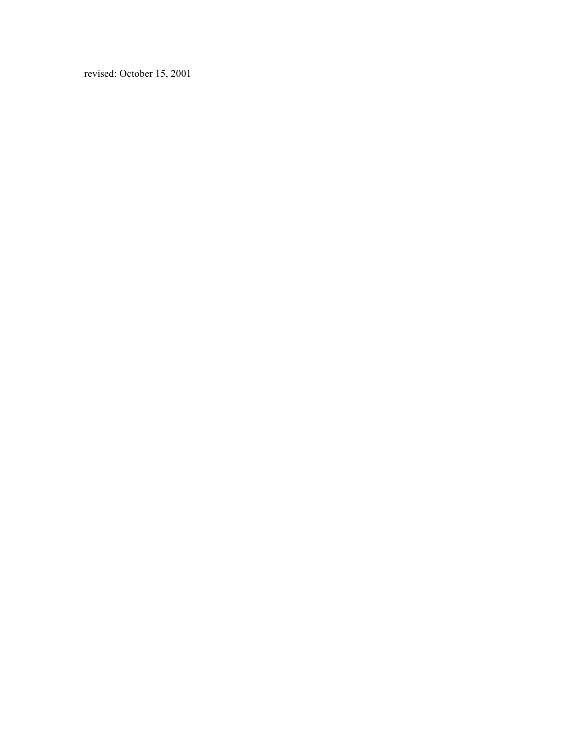revised: October 15, 2001